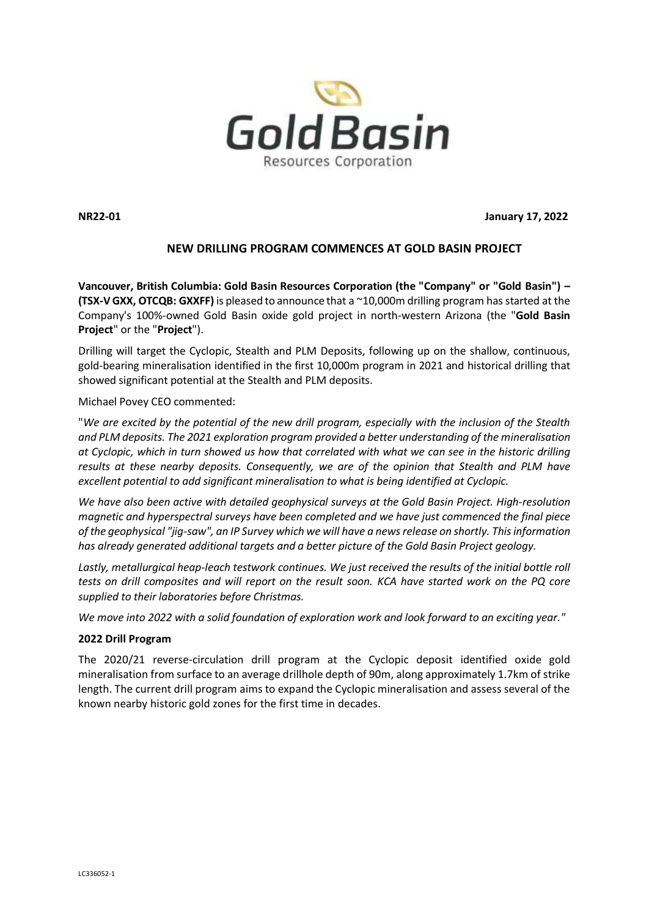**NR22-01** **January 17, 2022**

## NEW DRILLING PROGRAM COMMENCES AT GOLD BASIN PROJECT

**Vancouver, British Columbia: Gold Basin Resources Corporation (the "Company" or "Gold Basin") – (TSX-V GXX, OTCQB: GXXFF)** is pleased to announce that a ~10,000m drilling program has started at the Company's 100%-owned Gold Basin oxide gold project in north-western Arizona (the "**Gold Basin Project**" or the "**Project**").

Drilling will target the Cyclopic, Stealth and PLM Deposits, following up on the shallow, continuous, gold-bearing mineralisation identified in the first 10,000m program in 2021 and historical drilling that showed significant potential at the Stealth and PLM deposits.

Michael Povey CEO commented:

"*We are excited by the potential of the new drill program, especially with the inclusion of the Stealth and PLM deposits. The 2021 exploration program provided a better understanding of the mineralisation at Cyclopic, which in turn showed us how that correlated with what we can see in the historic drilling results at these nearby deposits. Consequently, we are of the opinion that Stealth and PLM have excellent potential to add significant mineralisation to what is being identified at Cyclopic.*

*We have also been active with detailed geophysical surveys at the Gold Basin Project. High-resolution magnetic and hyperspectral surveys have been completed and we have just commenced the final piece of the geophysical "jig-saw", an IP Survey which we will have a news release on shortly. This information has already generated additional targets and a better picture of the Gold Basin Project geology.*

*Lastly, metallurgical heap-leach testwork continues. We just received the results of the initial bottle roll tests on drill composites and will report on the result soon. KCA have started work on the PQ core supplied to their laboratories before Christmas.*

*We move into 2022 with a solid foundation of exploration work and look forward to an exciting year.*"

### 2022 Drill Program

The 2020/21 reverse-circulation drill program at the Cyclopic deposit identified oxide gold mineralisation from surface to an average drillhole depth of 90m, along approximately 1.7km of strike length. The current drill program aims to expand the Cyclopic mineralisation and assess several of the known nearby historic gold zones for the first time in decades.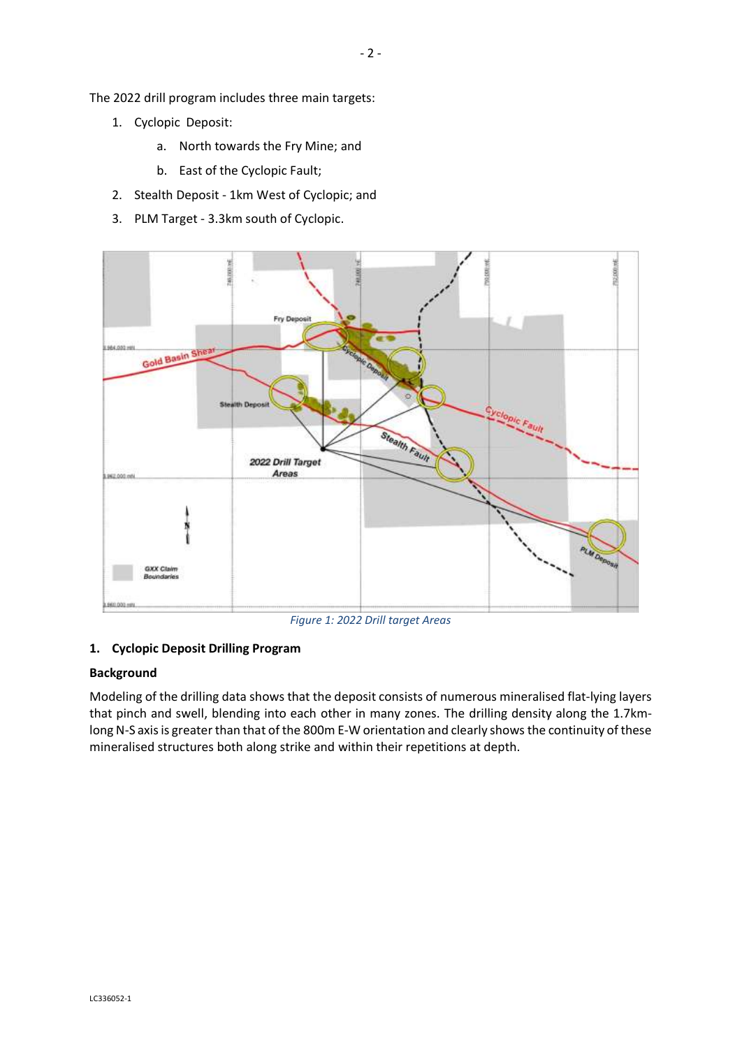The 2022 drill program includes three main targets:

1. Cyclopic Deposit:
    a. North towards the Fry Mine; and
    b. East of the Cyclopic Fault;
2. Stealth Deposit - 1km West of Cyclopic; and
3. PLM Target - 3.3km south of Cyclopic.

*Figure 1: 2022 Drill target Areas*

**1. Cyclopic Deposit Drilling Program**

**Background**

Modeling of the drilling data shows that the deposit consists of numerous mineralised flat-lying layers that pinch and swell, blending into each other in many zones. The drilling density along the 1.7km-long N-S axis is greater than that of the 800m E-W orientation and clearly shows the continuity of these mineralised structures both along strike and within their repetitions at depth.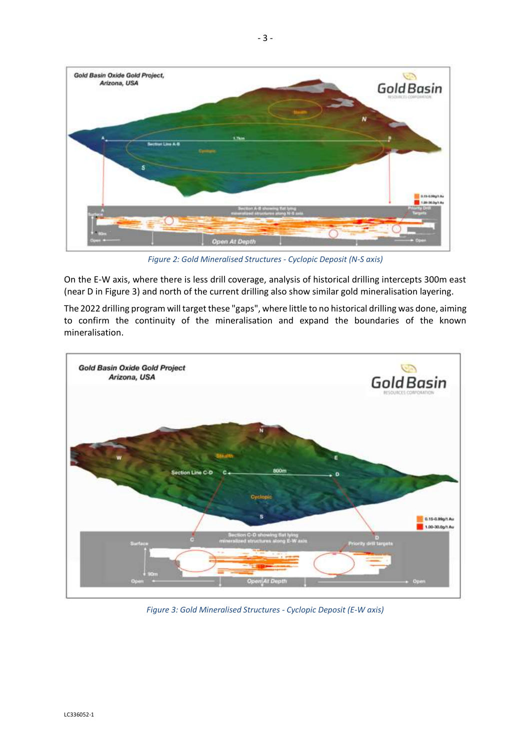*Figure 2: Gold Mineralised Structures - Cyclopic Deposit (N-S axis)*

On the E-W axis, where there is less drill coverage, analysis of historical drilling intercepts 300m east (near D in Figure 3) and north of the current drilling also show similar gold mineralisation layering.

The 2022 drilling program will target these "gaps", where little to no historical drilling was done, aiming to confirm the continuity of the mineralisation and expand the boundaries of the known mineralisation.

*Figure 3: Gold Mineralised Structures - Cyclopic Deposit (E-W axis)*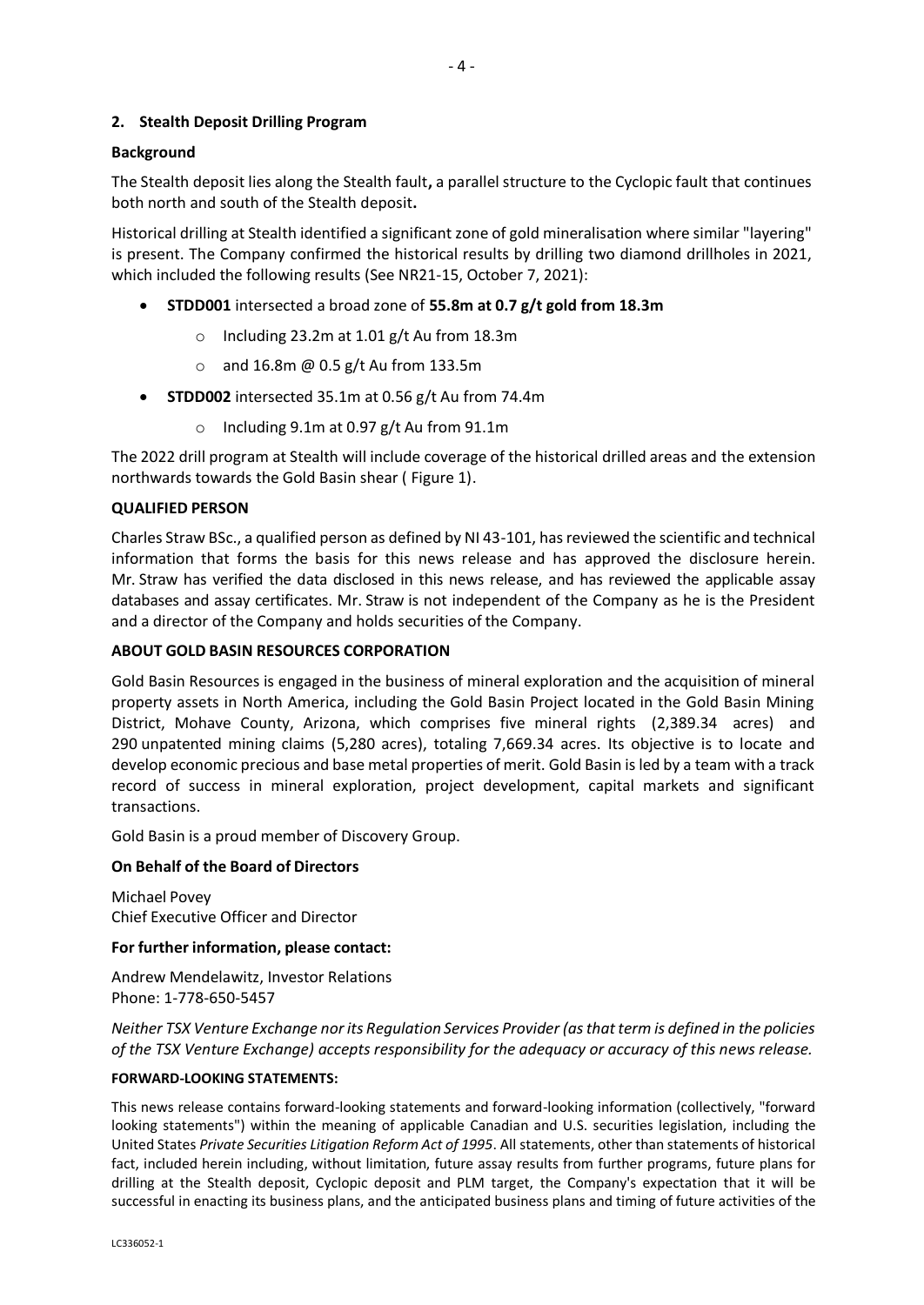## 2. Stealth Deposit Drilling Program

**Background**

The Stealth deposit lies along the Stealth fault**,** a parallel structure to the Cyclopic fault that continues both north and south of the Stealth deposit**.**

Historical drilling at Stealth identified a significant zone of gold mineralisation where similar "layering" is present. The Company confirmed the historical results by drilling two diamond drillholes in 2021, which included the following results (See NR21-15, October 7, 2021):

- **STDD001** intersected a broad zone of **55.8m at 0.7 g/t gold from 18.3m**
  - Including 23.2m at 1.01 g/t Au from 18.3m
  - and 16.8m @ 0.5 g/t Au from 133.5m
- **STDD002** intersected 35.1m at 0.56 g/t Au from 74.4m
  - Including 9.1m at 0.97 g/t Au from 91.1m

The 2022 drill program at Stealth will include coverage of the historical drilled areas and the extension northwards towards the Gold Basin shear ( Figure 1).

**QUALIFIED PERSON**

Charles Straw BSc., a qualified person as defined by NI 43-101, has reviewed the scientific and technical information that forms the basis for this news release and has approved the disclosure herein. Mr. Straw has verified the data disclosed in this news release, and has reviewed the applicable assay databases and assay certificates. Mr. Straw is not independent of the Company as he is the President and a director of the Company and holds securities of the Company.

**ABOUT GOLD BASIN RESOURCES CORPORATION**

Gold Basin Resources is engaged in the business of mineral exploration and the acquisition of mineral property assets in North America, including the Gold Basin Project located in the Gold Basin Mining District, Mohave County, Arizona, which comprises five mineral rights (2,389.34 acres) and 290 unpatented mining claims (5,280 acres), totaling 7,669.34 acres. Its objective is to locate and develop economic precious and base metal properties of merit. Gold Basin is led by a team with a track record of success in mineral exploration, project development, capital markets and significant transactions.

Gold Basin is a proud member of Discovery Group.

**On Behalf of the Board of Directors**

Michael Povey
Chief Executive Officer and Director

**For further information, please contact:**

Andrew Mendelawitz, Investor Relations
Phone: 1-778-650-5457

*Neither TSX Venture Exchange nor its Regulation Services Provider (as that term is defined in the policies of the TSX Venture Exchange) accepts responsibility for the adequacy or accuracy of this news release.*

**FORWARD-LOOKING STATEMENTS:**

This news release contains forward-looking statements and forward-looking information (collectively, "forward looking statements") within the meaning of applicable Canadian and U.S. securities legislation, including the United States *Private Securities Litigation Reform Act of 1995*. All statements, other than statements of historical fact, included herein including, without limitation, future assay results from further programs, future plans for drilling at the Stealth deposit, Cyclopic deposit and PLM target, the Company's expectation that it will be successful in enacting its business plans, and the anticipated business plans and timing of future activities of the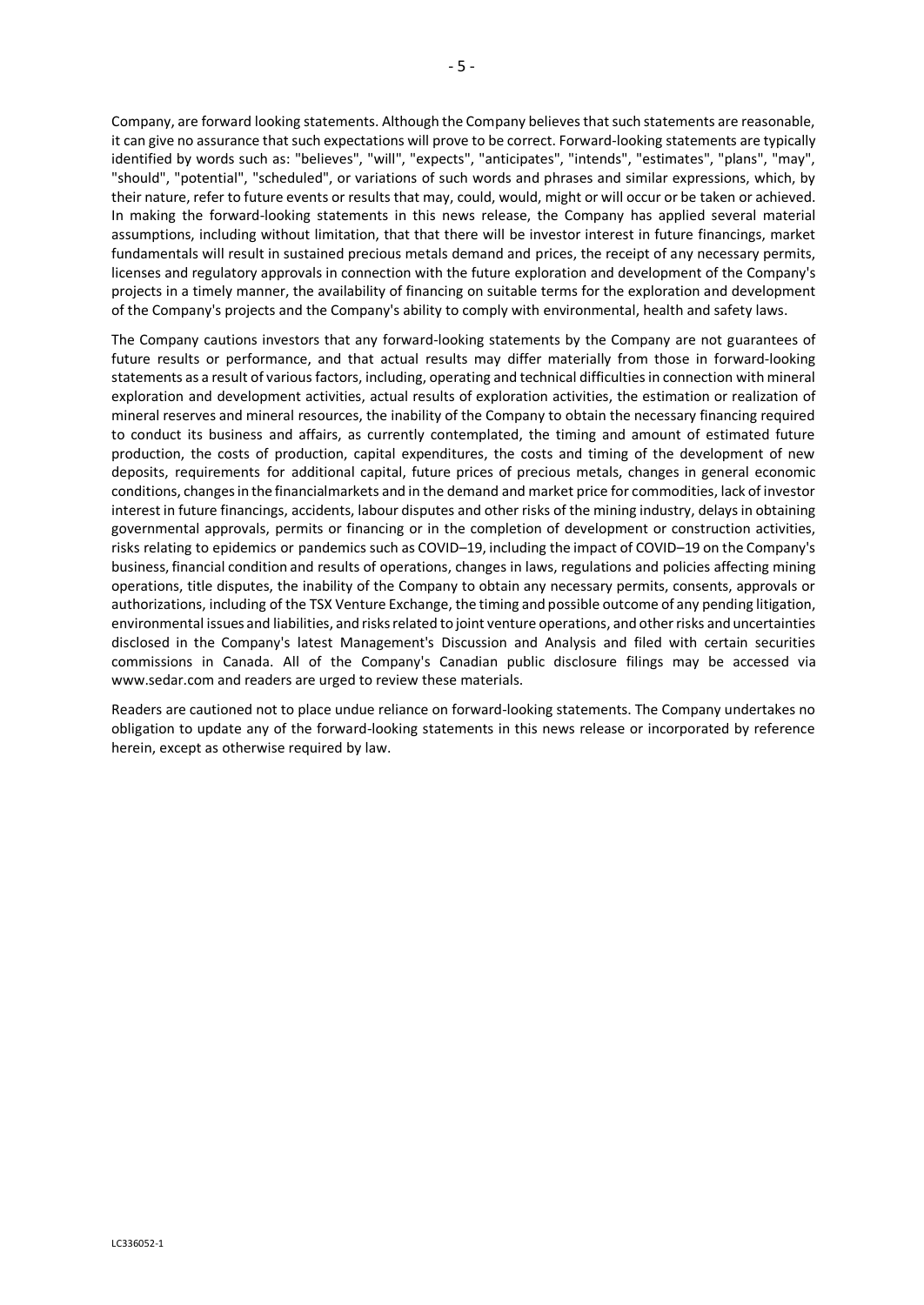Company, are forward looking statements. Although the Company believes that such statements are reasonable, it can give no assurance that such expectations will prove to be correct. Forward-looking statements are typically identified by words such as: "believes", "will", "expects", "anticipates", "intends", "estimates", "plans", "may", "should", "potential", "scheduled", or variations of such words and phrases and similar expressions, which, by their nature, refer to future events or results that may, could, would, might or will occur or be taken or achieved. In making the forward-looking statements in this news release, the Company has applied several material assumptions, including without limitation, that that there will be investor interest in future financings, market fundamentals will result in sustained precious metals demand and prices, the receipt of any necessary permits, licenses and regulatory approvals in connection with the future exploration and development of the Company's projects in a timely manner, the availability of financing on suitable terms for the exploration and development of the Company's projects and the Company's ability to comply with environmental, health and safety laws.

The Company cautions investors that any forward-looking statements by the Company are not guarantees of future results or performance, and that actual results may differ materially from those in forward-looking statements as a result of various factors, including, operating and technical difficulties in connection with mineral exploration and development activities, actual results of exploration activities, the estimation or realization of mineral reserves and mineral resources, the inability of the Company to obtain the necessary financing required to conduct its business and affairs, as currently contemplated, the timing and amount of estimated future production, the costs of production, capital expenditures, the costs and timing of the development of new deposits, requirements for additional capital, future prices of precious metals, changes in general economic conditions, changes in the financialmarkets and in the demand and market price for commodities, lack of investor interest in future financings, accidents, labour disputes and other risks of the mining industry, delays in obtaining governmental approvals, permits or financing or in the completion of development or construction activities, risks relating to epidemics or pandemics such as COVID–19, including the impact of COVID–19 on the Company's business, financial condition and results of operations, changes in laws, regulations and policies affecting mining operations, title disputes, the inability of the Company to obtain any necessary permits, consents, approvals or authorizations, including of the TSX Venture Exchange, the timing and possible outcome of any pending litigation, environmental issues and liabilities, and risks related to joint venture operations, and other risks and uncertainties disclosed in the Company's latest Management's Discussion and Analysis and filed with certain securities commissions in Canada. All of the Company's Canadian public disclosure filings may be accessed via www.sedar.com and readers are urged to review these materials.

Readers are cautioned not to place undue reliance on forward-looking statements. The Company undertakes no obligation to update any of the forward-looking statements in this news release or incorporated by reference herein, except as otherwise required by law.